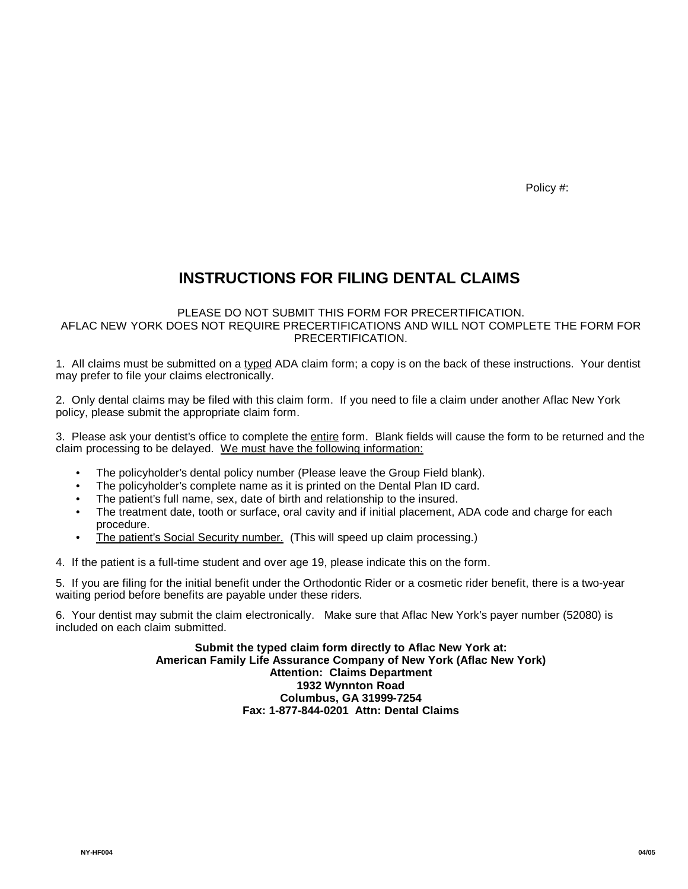Policy #:

# INSTRUCTIONS FOR FILING DENTAL CLAIMS

PLEASE DO NOT SUBMIT THIS FORM FOR PRECERTIFICATION.
AFLAC NEW YORK DOES NOT REQUIRE PRECERTIFICATIONS AND WILL NOT COMPLETE THE FORM FOR PRECERTIFICATION.

1. All claims must be submitted on a typed ADA claim form; a copy is on the back of these instructions. Your dentist may prefer to file your claims electronically.

2. Only dental claims may be filed with this claim form. If you need to file a claim under another Aflac New York policy, please submit the appropriate claim form.

3. Please ask your dentist's office to complete the entire form. Blank fields will cause the form to be returned and the claim processing to be delayed. We must have the following information:

- The policyholder's dental policy number (Please leave the Group Field blank).
- The policyholder's complete name as it is printed on the Dental Plan ID card.
- The patient's full name, sex, date of birth and relationship to the insured.
- The treatment date, tooth or surface, oral cavity and if initial placement, ADA code and charge for each procedure.
- The patient's Social Security number. (This will speed up claim processing.)

4. If the patient is a full-time student and over age 19, please indicate this on the form.

5. If you are filing for the initial benefit under the Orthodontic Rider or a cosmetic rider benefit, there is a two-year waiting period before benefits are payable under these riders.

6. Your dentist may submit the claim electronically. Make sure that Aflac New York's payer number (52080) is included on each claim submitted.

**Submit the typed claim form directly to Aflac New York at:**
**American Family Life Assurance Company of New York (Aflac New York)**
**Attention: Claims Department**
**1932 Wynnton Road**
**Columbus, GA 31999-7254**
**Fax: 1-877-844-0201 Attn: Dental Claims**

NY-HF004 04/05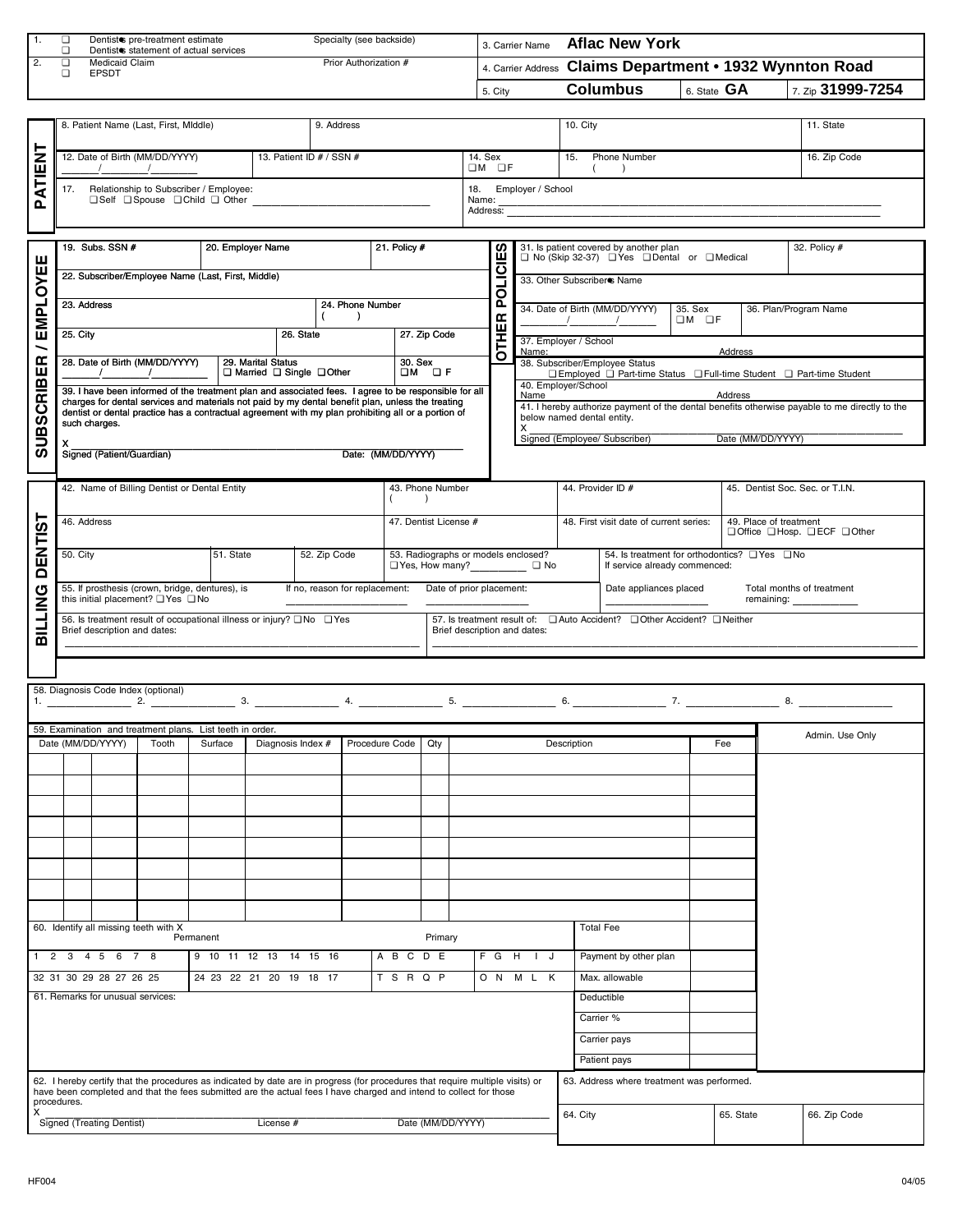| | | | |
|---|---|---|---|
| 1. | ❑ Dentist's pre-treatment estimate<br>❑ Dentist's statement of actual services | Specialty (see backside) | |
| 2. | ❑ Medicaid Claim<br>❑ EPSDT | Prior Authorization # | |

3. Carrier Name **Aflac New York**

4. Carrier Address **Claims Department • 1932 Wynnton Road**

5. City **Columbus** 6. State **GA** 7. Zip **31999-7254**

## PATIENT

8. Patient Name (Last, First, Middle)
9. Address
10. City
11. State
12. Date of Birth (MM/DD/YYYY) ____/____/____
13. Patient ID # / SSN #
14. Sex ❑M ❑F
15. Phone Number ( )
16. Zip Code
17. Relationship to Subscriber / Employee: ❑Self ❑Spouse ❑Child ❑ Other ____________
18. Employer / School Name: ____________ Address: ____________

## SUBSCRIBER / EMPLOYEE

19. Subs. SSN #
20. Employer Name
21. Policy #
22. Subscriber/Employee Name (Last, First, Middle)
23. Address
24. Phone Number ( )
25. City
26. State
27. Zip Code
28. Date of Birth (MM/DD/YYYY) ____/____/____
29. Marital Status ❑ Married ❑ Single ❑Other
30. Sex ❑M ❑ F

39. I have been informed of the treatment plan and associated fees. I agree to be responsible for all charges for dental services and materials not paid by my dental benefit plan, unless the treating dentist or dental practice has a contractual agreement with my plan prohibiting all or a portion of such charges.

X ____________
Signed (Patient/Guardian) Date: (MM/DD/YYYY)

## OTHER POLICIES

31. Is patient covered by another plan ❑ No (Skip 32-37) ❑Yes ❑Dental or ❑Medical
32. Policy #
33. Other Subscriber's Name
34. Date of Birth (MM/DD/YYYY) ____/____/____
35. Sex ❑M ❑F
36. Plan/Program Name
37. Employer / School Name: Address
38. Subscriber/Employee Status ❑Employed ❑ Part-time Status ❑Full-time Student ❑ Part-time Student
40. Employer/School Name Address

41. I hereby authorize payment of the dental benefits otherwise payable to me directly to the below named dental entity.

X ____________
Signed (Employee/ Subscriber) Date (MM/DD/YYYY)

## BILLING DENTIST

42. Name of Billing Dentist or Dental Entity
43. Phone Number ( )
44. Provider ID #
45. Dentist Soc. Sec. or T.I.N.
46. Address
47. Dentist License #
48. First visit date of current series:
49. Place of treatment ❑Office ❑Hosp. ❑ECF ❑Other
50. City
51. State
52. Zip Code
53. Radiographs or models enclosed? ❑Yes, How many?________ ❑ No
54. Is treatment for orthodontics? ❑Yes ❑No If service already commenced:
55. If prosthesis (crown, bridge, dentures), is this initial placement? ❑Yes ❑No — If no, reason for replacement: ________ Date of prior placement: ________ Date appliances placed ________ Total months of treatment remaining: ________
56. Is treatment result of occupational illness or injury? ❑No ❑Yes Brief description and dates: ____________
57. Is treatment result of: ❑Auto Accident? ❑Other Accident? ❑Neither Brief description and dates: ____________

58. Diagnosis Code Index (optional)
1. ________ 2. ________ 3. ________ 4. ________ 5. ________ 6. ________ 7. ________ 8. ________

59. Examination and treatment plans. List teeth in order.

| Date (MM/DD/YYYY) | Tooth | Surface | Diagnosis Index # | Procedure Code | Qty | Description | Fee | Admin. Use Only |
|---|---|---|---|---|---|---|---|---|
| | | | | | | | | |
| | | | | | | | | |
| | | | | | | | | |
| | | | | | | | | |
| | | | | | | | | |
| | | | | | | | | |
| | | | | | | | | |
| | | | | | | | | |

60. Identify all missing teeth with X

| Permanent | | Primary | |
|---|---|---|---|
| 1 2 3 4 5 6 7 8 | 9 10 11 12 13 14 15 16 | A B C D E | F G H I J |
| 32 31 30 29 28 27 26 25 | 24 23 22 21 20 19 18 17 | T S R Q P | O N M L K |

61. Remarks for unusual services:

| | |
|---|---|
| Total Fee | |
| Payment by other plan | |
| Max. allowable | |
| Deductible | |
| Carrier % | |
| Carrier pays | |
| Patient pays | |

62. I hereby certify that the procedures as indicated by date are in progress (for procedures that require multiple visits) or have been completed and that the fees submitted are the actual fees I have charged and intend to collect for those procedures.

X ____________
Signed (Treating Dentist) License # Date (MM/DD/YYYY)

63. Address where treatment was performed.
64. City
65. State
66. Zip Code

HF004 04/05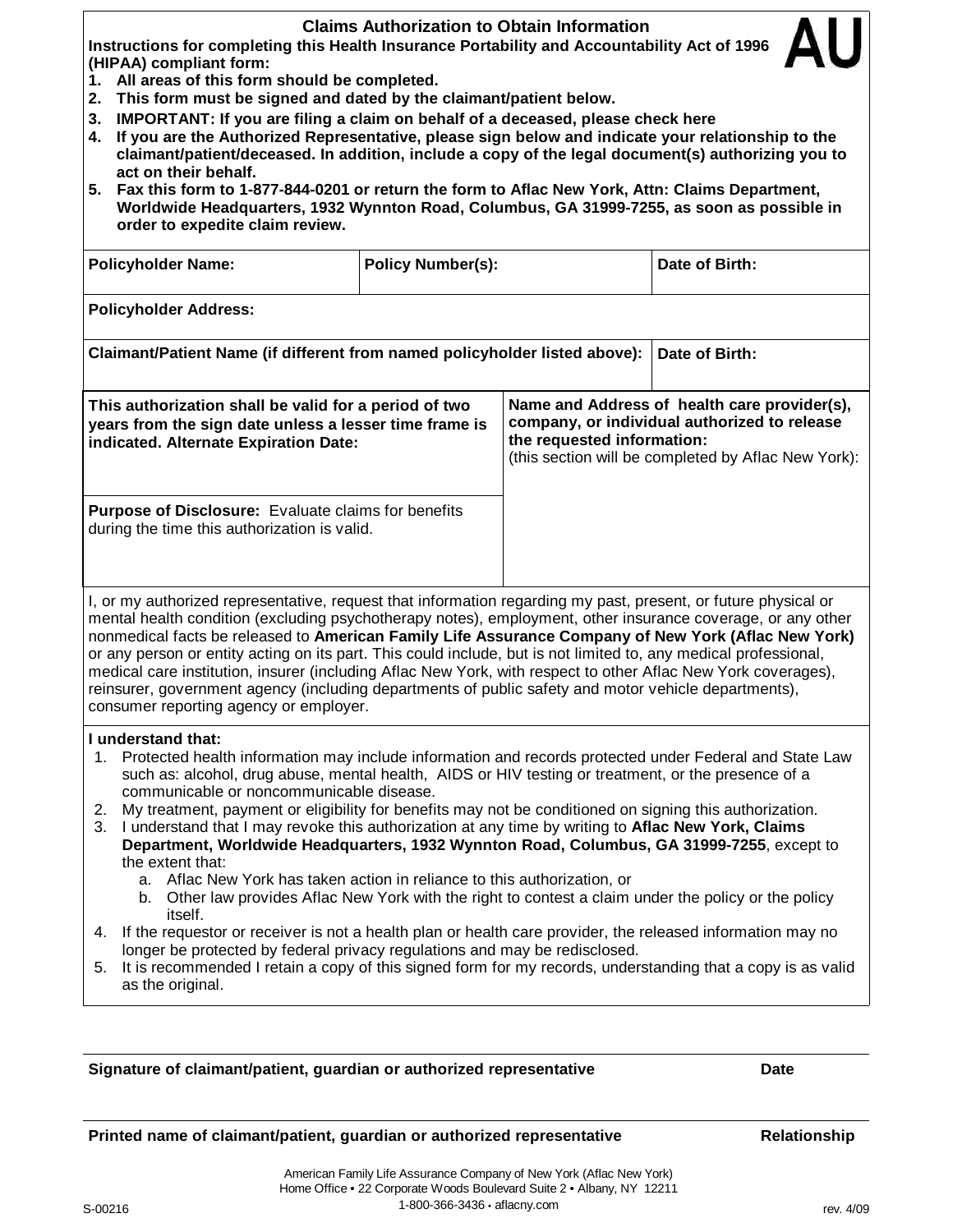# Claims Authorization to Obtain Information

**AU**

**Instructions for completing this Health Insurance Portability and Accountability Act of 1996 (HIPAA) compliant form:**

1. **All areas of this form should be completed.**
2. **This form must be signed and dated by the claimant/patient below.**
3. **IMPORTANT: If you are filing a claim on behalf of a deceased, please check here**
4. **If you are the Authorized Representative, please sign below and indicate your relationship to the claimant/patient/deceased. In addition, include a copy of the legal document(s) authorizing you to act on their behalf.**
5. **Fax this form to 1-877-844-0201 or return the form to Aflac New York, Attn: Claims Department, Worldwide Headquarters, 1932 Wynnton Road, Columbus, GA 31999-7255, as soon as possible in order to expedite claim review.**

| **Policyholder Name:** | **Policy Number(s):** | **Date of Birth:** |
| --- | --- | --- |
| **Policyholder Address:** | | |
| **Claimant/Patient Name (if different from named policyholder listed above):** | | **Date of Birth:** |

| | |
| --- | --- |
| **This authorization shall be valid for a period of two years from the sign date unless a lesser time frame is indicated. Alternate Expiration Date:** | **Name and Address of health care provider(s), company, or individual authorized to release the requested information:** (this section will be completed by Aflac New York): |
| **Purpose of Disclosure:** Evaluate claims for benefits during the time this authorization is valid. | |

I, or my authorized representative, request that information regarding my past, present, or future physical or mental health condition (excluding psychotherapy notes), employment, other insurance coverage, or any other nonmedical facts be released to **American Family Life Assurance Company of New York (Aflac New York)** or any person or entity acting on its part. This could include, but is not limited to, any medical professional, medical care institution, insurer (including Aflac New York, with respect to other Aflac New York coverages), reinsurer, government agency (including departments of public safety and motor vehicle departments), consumer reporting agency or employer.

**I understand that:**

1. Protected health information may include information and records protected under Federal and State Law such as: alcohol, drug abuse, mental health, AIDS or HIV testing or treatment, or the presence of a communicable or noncommunicable disease.
2. My treatment, payment or eligibility for benefits may not be conditioned on signing this authorization.
3. I understand that I may revoke this authorization at any time by writing to **Aflac New York, Claims Department, Worldwide Headquarters, 1932 Wynnton Road, Columbus, GA 31999-7255**, except to the extent that:
   a. Aflac New York has taken action in reliance to this authorization, or
   b. Other law provides Aflac New York with the right to contest a claim under the policy or the policy itself.
4. If the requestor or receiver is not a health plan or health care provider, the released information may no longer be protected by federal privacy regulations and may be redisclosed.
5. It is recommended I retain a copy of this signed form for my records, understanding that a copy is as valid as the original.

**Signature of claimant/patient, guardian or authorized representative** **Date**

**Printed name of claimant/patient, guardian or authorized representative** **Relationship**

American Family Life Assurance Company of New York (Aflac New York)
Home Office • 22 Corporate Woods Boulevard Suite 2 • Albany, NY 12211
1-800-366-3436 • aflacny.com

S-00216 rev. 4/09